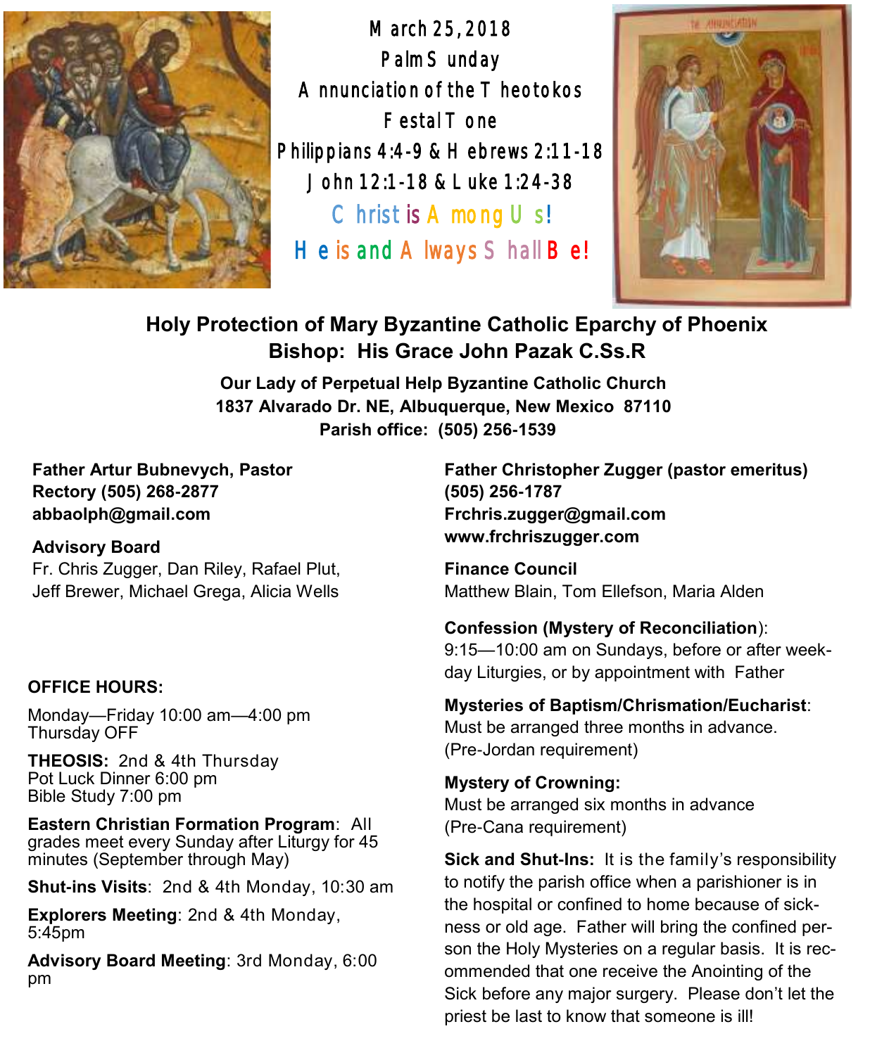March 25, 2018

Palm Sunday

Annunciation of the Theotokos

Festal Tone

Philippians 4:4-9 & Hebrews 2:11-18

John 12:1-18 & Luke 1:24-38

Christ is Among Us!

He is and Always Shall Be!

## Holy Protection of Mary Byzantine Catholic Eparchy of Phoenix

## Bishop: His Grace John Pazak C.Ss.R

**Our Lady of Perpetual Help Byzantine Catholic Church**
**1837 Alvarado Dr. NE, Albuquerque, New Mexico 87110**
**Parish office: (505) 256-1539**

**Father Artur Bubnevych, Pastor**
**Rectory (505) 268-2877**
**abbaolph@gmail.com**

**Advisory Board**
Fr. Chris Zugger, Dan Riley, Rafael Plut, Jeff Brewer, Michael Grega, Alicia Wells

**OFFICE HOURS:**

Monday—Friday 10:00 am—4:00 pm
Thursday OFF

**THEOSIS:** 2nd & 4th Thursday
Pot Luck Dinner 6:00 pm
Bible Study 7:00 pm

**Eastern Christian Formation Program**: All grades meet every Sunday after Liturgy for 45 minutes (September through May)

**Shut-ins Visits**: 2nd & 4th Monday, 10:30 am

**Explorers Meeting**: 2nd & 4th Monday, 5:45pm

**Advisory Board Meeting**: 3rd Monday, 6:00 pm

**Father Christopher Zugger (pastor emeritus)**
**(505) 256-1787**
**Frchris.zugger@gmail.com**
**www.frchriszugger.com**

**Finance Council**
Matthew Blain, Tom Ellefson, Maria Alden

**Confession (Mystery of Reconciliation)**:
9:15—10:00 am on Sundays, before or after weekday Liturgies, or by appointment with Father

**Mysteries of Baptism/Chrismation/Eucharist**:
Must be arranged three months in advance. (Pre-Jordan requirement)

**Mystery of Crowning:**
Must be arranged six months in advance (Pre-Cana requirement)

**Sick and Shut-Ins:** It is the family's responsibility to notify the parish office when a parishioner is in the hospital or confined to home because of sickness or old age. Father will bring the confined person the Holy Mysteries on a regular basis. It is recommended that one receive the Anointing of the Sick before any major surgery. Please don't let the priest be last to know that someone is ill!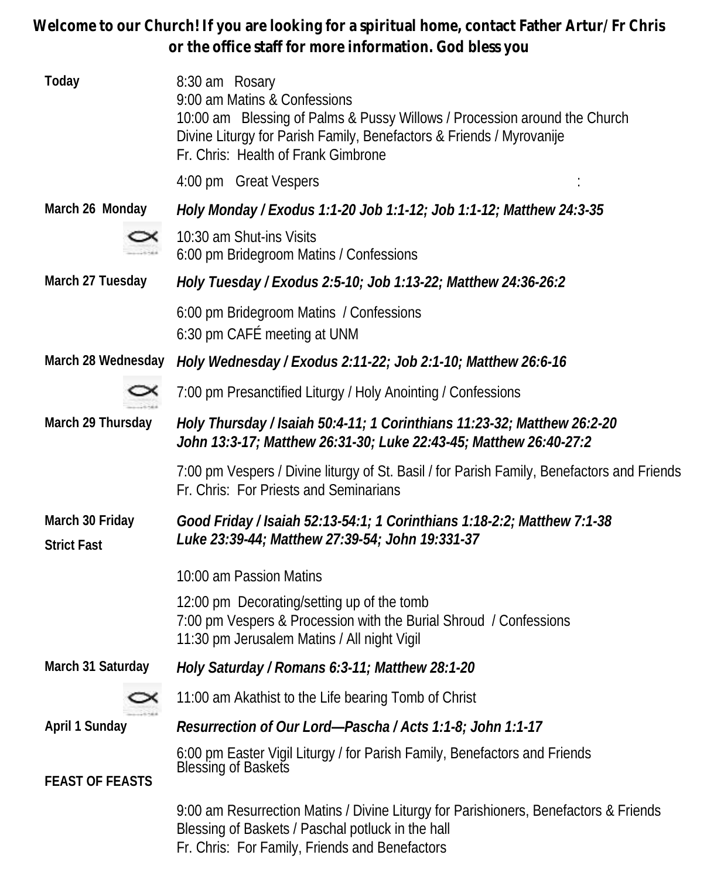**Welcome to our Church! If you are looking for a spiritual home, contact Father Artur/ Fr Chris or the office staff for more information. God bless you**

| | |
|---|---|
| **Today** | 8:30 am Rosary<br>9:00 am Matins & Confessions<br>10:00 am Blessing of Palms & Pussy Willows / Procession around the Church<br>Divine Liturgy for Parish Family, Benefactors & Friends / Myrovanije<br>Fr. Chris: Health of Frank Gimbrone |
| | 4:00 pm Great Vespers : |
| **March 26 Monday** | ***Holy Monday / Exodus 1:1-20 Job 1:1-12; Job 1:1-12; Matthew 24:3-35*** |
| | 10:30 am Shut-ins Visits<br>6:00 pm Bridegroom Matins / Confessions |
| **March 27 Tuesday** | ***Holy Tuesday / Exodus 2:5-10; Job 1:13-22; Matthew 24:36-26:2*** |
| | 6:00 pm Bridegroom Matins / Confessions<br>6:30 pm CAFÉ meeting at UNM |
| **March 28 Wednesday** | ***Holy Wednesday / Exodus 2:11-22; Job 2:1-10; Matthew 26:6-16*** |
| | 7:00 pm Presanctified Liturgy / Holy Anointing / Confessions |
| **March 29 Thursday** | ***Holy Thursday / Isaiah 50:4-11; 1 Corinthians 11:23-32; Matthew 26:2-20<br>John 13:3-17; Matthew 26:31-30; Luke 22:43-45; Matthew 26:40-27:2*** |
| | 7:00 pm Vespers / Divine liturgy of St. Basil / for Parish Family, Benefactors and Friends<br>Fr. Chris: For Priests and Seminarians |
| **March 30 Friday**<br>**Strict Fast** | ***Good Friday / Isaiah 52:13-54:1; 1 Corinthians 1:18-2:2; Matthew 7:1-38<br>Luke 23:39-44; Matthew 27:39-54; John 19:331-37*** |
| | 10:00 am Passion Matins |
| | 12:00 pm Decorating/setting up of the tomb<br>7:00 pm Vespers & Procession with the Burial Shroud / Confessions<br>11:30 pm Jerusalem Matins / All night Vigil |
| **March 31 Saturday** | ***Holy Saturday / Romans 6:3-11; Matthew 28:1-20*** |
| | 11:00 am Akathist to the Life bearing Tomb of Christ |
| **April 1 Sunday** | ***Resurrection of Our Lord—Pascha / Acts 1:1-8; John 1:1-17*** |
| **FEAST OF FEASTS** | 6:00 pm Easter Vigil Liturgy / for Parish Family, Benefactors and Friends<br>Blessing of Baskets |
| | 9:00 am Resurrection Matins / Divine Liturgy for Parishioners, Benefactors & Friends<br>Blessing of Baskets / Paschal potluck in the hall<br>Fr. Chris: For Family, Friends and Benefactors |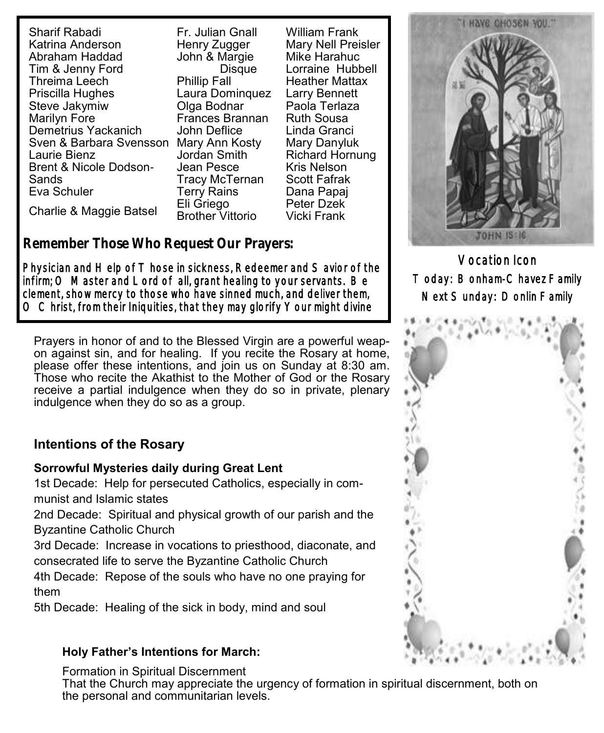Sharif Rabadi
Katrina Anderson
Abraham Haddad
Tim & Jenny Ford
Threima Leech
Priscilla Hughes
Steve Jakymiw
Marilyn Fore
Demetrius Yackanich
Sven & Barbara Svensson
Laurie Bienz
Brent & Nicole Dodson-Sands
Eva Schuler
Charlie & Maggie Batsel
Fr. Julian Gnall
Henry Zugger
John & Margie Disque
Phillip Fall
Laura Dominquez
Olga Bodnar
Frances Brannan
John Deflice
Mary Ann Kosty
Jordan Smith
Jean Pesce
Tracy McTernan
Terry Rains
Eli Griego
Brother Vittorio
William Frank
Mary Nell Preisler
Mike Harahuc
Lorraine Hubbell
Heather Mattax
Larry Bennett
Paola Terlaza
Ruth Sousa
Linda Granci
Mary Danyluk
Richard Hornung
Kris Nelson
Scott Fafrak
Dana Papaj
Peter Dzek
Vicki Frank

## Remember Those Who Request Our Prayers:

*Physician and Help of Those in sickness, Redeemer and Savior of the infirm; O Master and Lord of all, grant healing to your servants. Be clement, show mercy to those who have sinned much, and deliver them, O Christ, from their Iniquities, that they may glorify Your might divine*

"I HAVE CHOSEN YOU."

JOHN 15:16

**Vocation Icon**
Today: Bonham-Chavez Family
Next Sunday: Donlin Family

Prayers in honor of and to the Blessed Virgin are a powerful weapon against sin, and for healing. If you recite the Rosary at home, please offer these intentions, and join us on Sunday at 8:30 am. Those who recite the Akathist to the Mother of God or the Rosary receive a partial indulgence when they do so in private, plenary indulgence when they do so as a group.

### Intentions of the Rosary

**Sorrowful Mysteries daily during Great Lent**

1st Decade: Help for persecuted Catholics, especially in communist and Islamic states

2nd Decade: Spiritual and physical growth of our parish and the Byzantine Catholic Church

3rd Decade: Increase in vocations to priesthood, diaconate, and consecrated life to serve the Byzantine Catholic Church

4th Decade: Repose of the souls who have no one praying for them

5th Decade: Healing of the sick in body, mind and soul

**Holy Father's Intentions for March:**

Formation in Spiritual Discernment
That the Church may appreciate the urgency of formation in spiritual discernment, both on the personal and communitarian levels.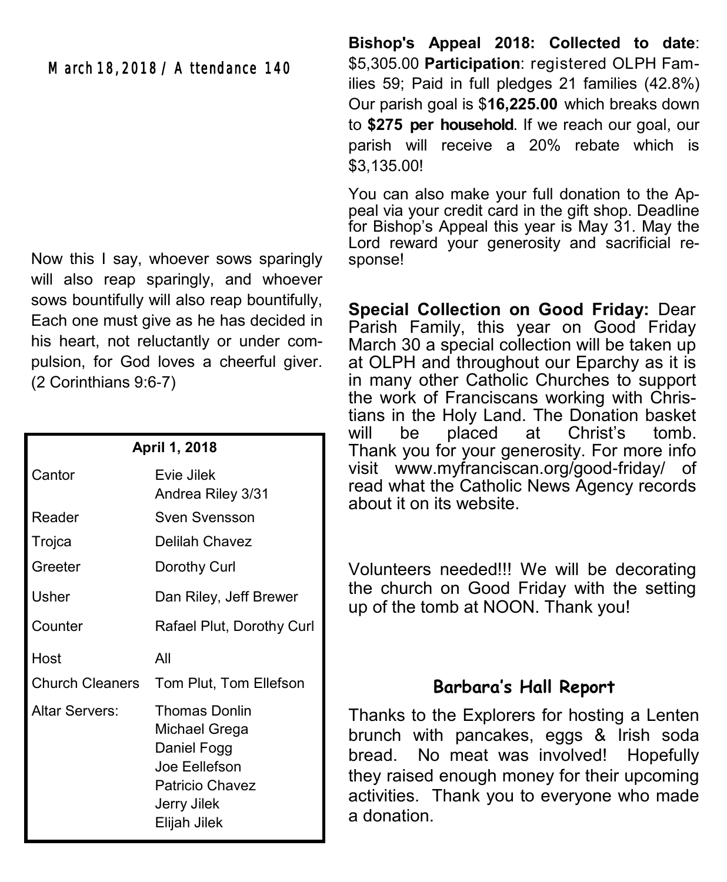March 18, 2018 / Attendance 140

Now this I say, whoever sows sparingly will also reap sparingly, and whoever sows bountifully will also reap bountifully, Each one must give as he has decided in his heart, not reluctantly or under compulsion, for God loves a cheerful giver. (2 Corinthians 9:6-7)

| April 1, 2018 | |
|---|---|
| Cantor | Evie Jilek<br>Andrea Riley 3/31 |
| Reader | Sven Svensson |
| Trojca | Delilah Chavez |
| Greeter | Dorothy Curl |
| Usher | Dan Riley, Jeff Brewer |
| Counter | Rafael Plut, Dorothy Curl |
| Host | All |
| Church Cleaners | Tom Plut, Tom Ellefson |
| Altar Servers: | Thomas Donlin<br>Michael Grega<br>Daniel Fogg<br>Joe Eellefson<br>Patricio Chavez<br>Jerry Jilek<br>Elijah Jilek |

**Bishop's Appeal 2018: Collected to date**: $5,305.00 **Participation**: registered OLPH Families 59; Paid in full pledges 21 families (42.8%) Our parish goal is $**16,225.00** which breaks down to **$275 per household**. If we reach our goal, our parish will receive a 20% rebate which is $3,135.00!

You can also make your full donation to the Appeal via your credit card in the gift shop. Deadline for Bishop's Appeal this year is May 31. May the Lord reward your generosity and sacrificial response!

**Special Collection on Good Friday:** Dear Parish Family, this year on Good Friday March 30 a special collection will be taken up at OLPH and throughout our Eparchy as it is in many other Catholic Churches to support the work of Franciscans working with Christians in the Holy Land. The Donation basket will be placed at Christ's tomb. Thank you for your generosity. For more info visit www.myfranciscan.org/good-friday/ of read what the Catholic News Agency records about it on its website.

Volunteers needed!!! We will be decorating the church on Good Friday with the setting up of the tomb at NOON. Thank you!

## Barbara's Hall Report

Thanks to the Explorers for hosting a Lenten brunch with pancakes, eggs & Irish soda bread. No meat was involved! Hopefully they raised enough money for their upcoming activities. Thank you to everyone who made a donation.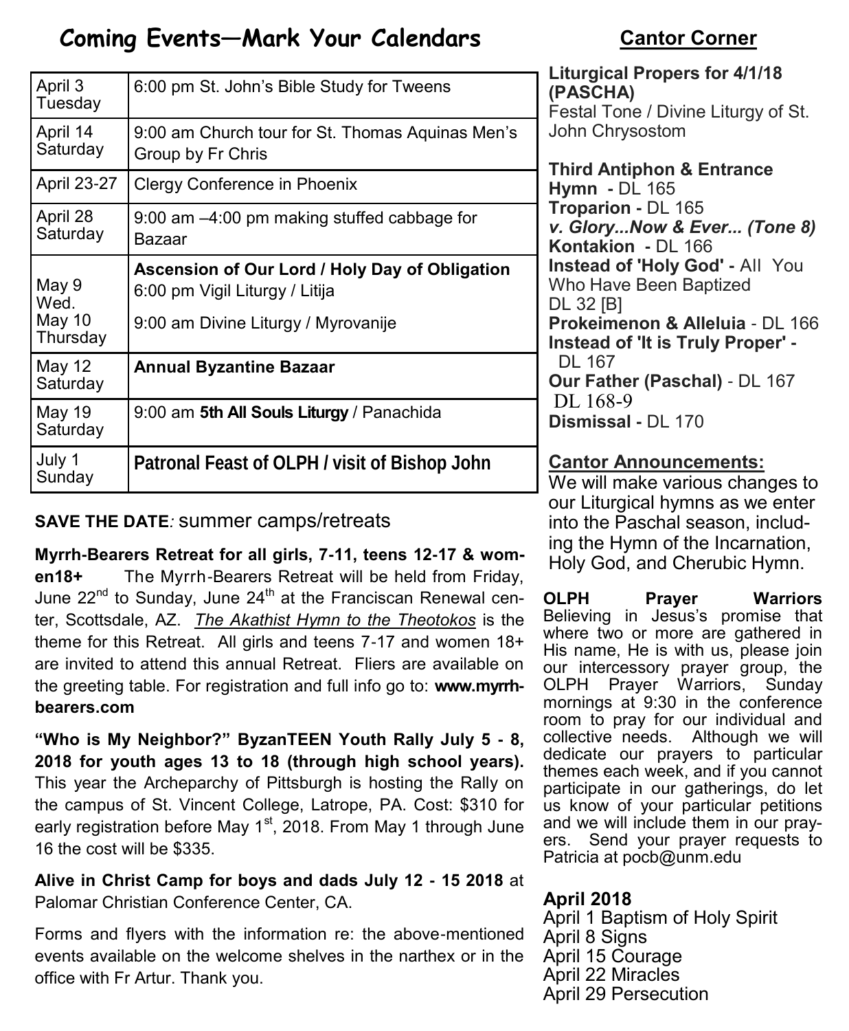# Coming Events—Mark Your Calendars

| | |
|---|---|
| April 3 Tuesday | 6:00 pm St. John's Bible Study for Tweens |
| April 14 Saturday | 9:00 am Church tour for St. Thomas Aquinas Men's Group by Fr Chris |
| April 23-27 | Clergy Conference in Phoenix |
| April 28 Saturday | 9:00 am –4:00 pm making stuffed cabbage for Bazaar |
| May 9 Wed. May 10 Thursday | **Ascension of Our Lord / Holy Day of Obligation** 6:00 pm Vigil Liturgy / Litija 9:00 am Divine Liturgy / Myrovanije |
| May 12 Saturday | **Annual Byzantine Bazaar** |
| May 19 Saturday | 9:00 am **5th All Souls Liturgy** / Panachida |
| July 1 Sunday | **Patronal Feast of OLPH / visit of Bishop John** |

**SAVE THE DATE***:* summer camps/retreats

**Myrrh-Bearers Retreat for all girls, 7-11, teens 12-17 & women18+** The Myrrh-Bearers Retreat will be held from Friday, June 22nd to Sunday, June 24th at the Franciscan Renewal center, Scottsdale, AZ. *The Akathist Hymn to the Theotokos* is the theme for this Retreat. All girls and teens 7-17 and women 18+ are invited to attend this annual Retreat. Fliers are available on the greeting table. For registration and full info go to: **www.myrrh-bearers.com**

**"Who is My Neighbor?" ByzanTEEN Youth Rally July 5 - 8, 2018 for youth ages 13 to 18 (through high school years).** This year the Archeparchy of Pittsburgh is hosting the Rally on the campus of St. Vincent College, Latrope, PA. Cost: $310 for early registration before May 1st, 2018. From May 1 through June 16 the cost will be $335.

**Alive in Christ Camp for boys and dads July 12 - 15 2018** at Palomar Christian Conference Center, CA.

Forms and flyers with the information re: the above-mentioned events available on the welcome shelves in the narthex or in the office with Fr Artur. Thank you.

## Cantor Corner

**Liturgical Propers for 4/1/18 (PASCHA)**
Festal Tone / Divine Liturgy of St. John Chrysostom

**Third Antiphon & Entrance Hymn -** DL 165
**Troparion -** DL 165
***v. Glory...Now & Ever... (Tone 8)***
**Kontakion -** DL 166
**Instead of 'Holy God' -** All You Who Have Been Baptized DL 32 [B]
**Prokeimenon & Alleluia** - DL 166
**Instead of 'It is Truly Proper' -** DL 167
**Our Father (Paschal)** - DL 167
DL 168-9
**Dismissal -** DL 170

**Cantor Announcements:**
We will make various changes to our Liturgical hymns as we enter into the Paschal season, including the Hymn of the Incarnation, Holy God, and Cherubic Hymn.

**OLPH Prayer Warriors**
Believing in Jesus's promise that where two or more are gathered in His name, He is with us, please join our intercessory prayer group, the OLPH Prayer Warriors, Sunday mornings at 9:30 in the conference room to pray for our individual and collective needs. Although we will dedicate our prayers to particular themes each week, and if you cannot participate in our gatherings, do let us know of your particular petitions and we will include them in our prayers. Send your prayer requests to Patricia at pocb@unm.edu

**April 2018**
April 1 Baptism of Holy Spirit
April 8 Signs
April 15 Courage
April 22 Miracles
April 29 Persecution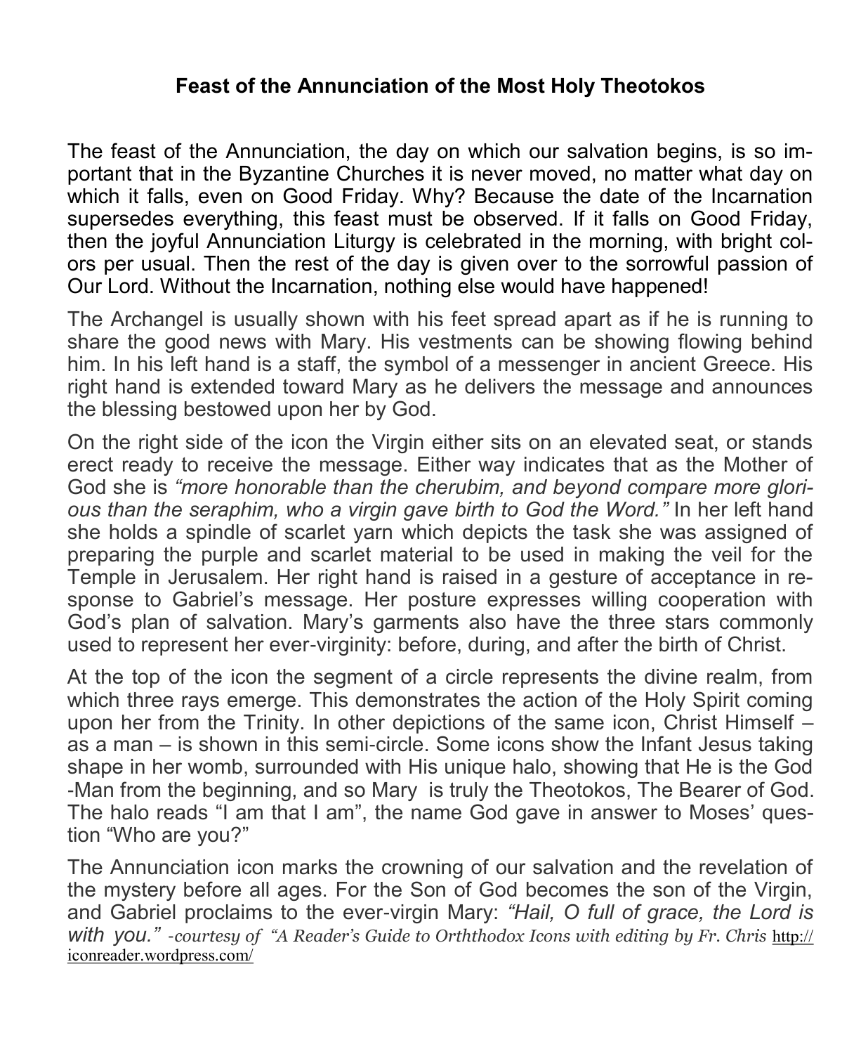**Feast of the Annunciation of the Most Holy Theotokos**

The feast of the Annunciation, the day on which our salvation begins, is so important that in the Byzantine Churches it is never moved, no matter what day on which it falls, even on Good Friday. Why? Because the date of the Incarnation supersedes everything, this feast must be observed. If it falls on Good Friday, then the joyful Annunciation Liturgy is celebrated in the morning, with bright colors per usual. Then the rest of the day is given over to the sorrowful passion of Our Lord. Without the Incarnation, nothing else would have happened!

The Archangel is usually shown with his feet spread apart as if he is running to share the good news with Mary. His vestments can be showing flowing behind him. In his left hand is a staff, the symbol of a messenger in ancient Greece. His right hand is extended toward Mary as he delivers the message and announces the blessing bestowed upon her by God.

On the right side of the icon the Virgin either sits on an elevated seat, or stands erect ready to receive the message. Either way indicates that as the Mother of God she is *"more honorable than the cherubim, and beyond compare more glorious than the seraphim, who a virgin gave birth to God the Word."* In her left hand she holds a spindle of scarlet yarn which depicts the task she was assigned of preparing the purple and scarlet material to be used in making the veil for the Temple in Jerusalem. Her right hand is raised in a gesture of acceptance in response to Gabriel's message. Her posture expresses willing cooperation with God's plan of salvation. Mary's garments also have the three stars commonly used to represent her ever-virginity: before, during, and after the birth of Christ.

At the top of the icon the segment of a circle represents the divine realm, from which three rays emerge. This demonstrates the action of the Holy Spirit coming upon her from the Trinity. In other depictions of the same icon, Christ Himself – as a man – is shown in this semi-circle. Some icons show the Infant Jesus taking shape in her womb, surrounded with His unique halo, showing that He is the God -Man from the beginning, and so Mary is truly the Theotokos, The Bearer of God. The halo reads "I am that I am", the name God gave in answer to Moses' question "Who are you?"

The Annunciation icon marks the crowning of our salvation and the revelation of the mystery before all ages. For the Son of God becomes the son of the Virgin, and Gabriel proclaims to the ever-virgin Mary: *"Hail, O full of grace, the Lord is with you."* *-courtesy of "A Reader's Guide to Orththodox Icons with editing by Fr. Chris* http://iconreader.wordpress.com/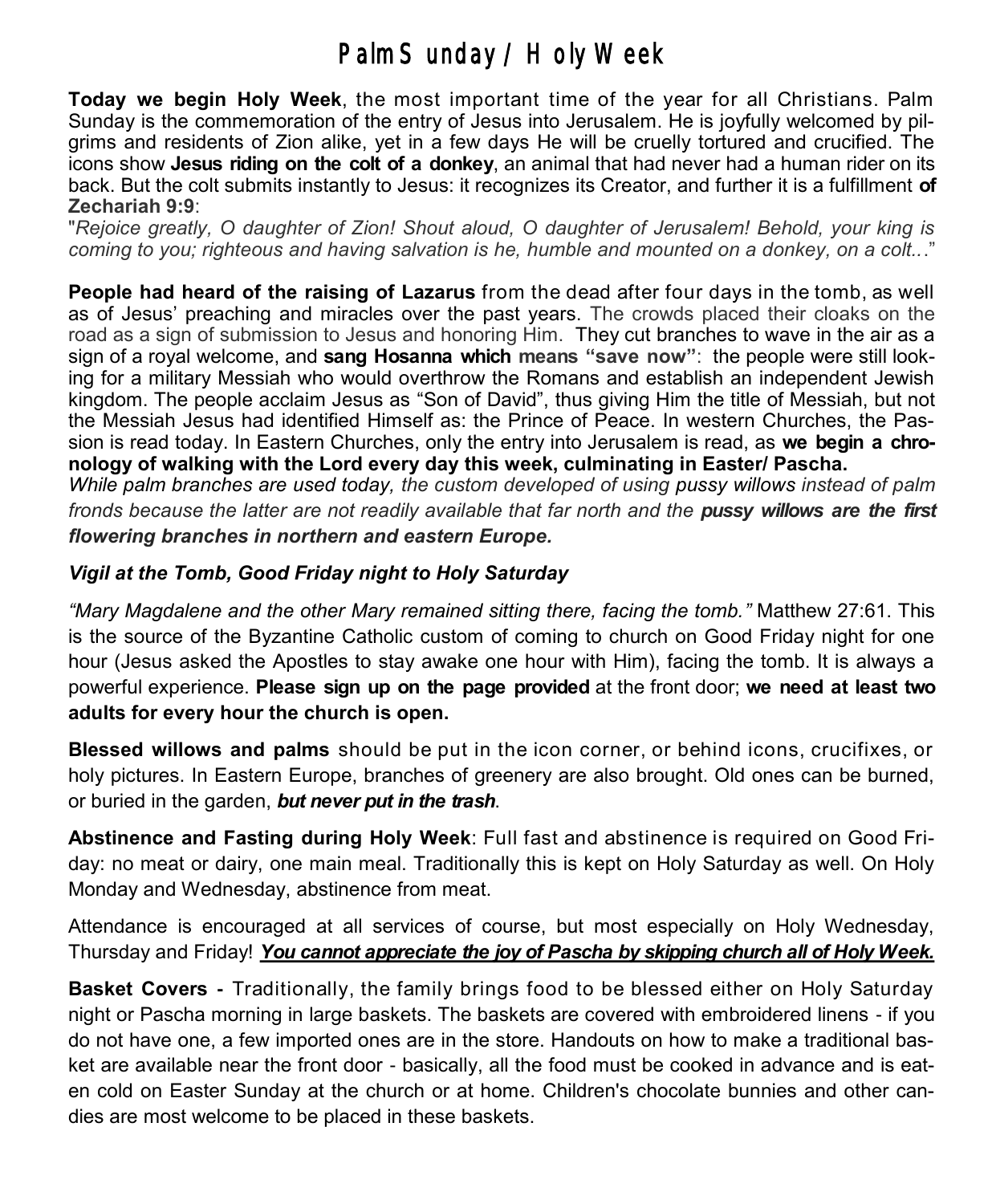# Palm Sunday / Holy Week

**Today we begin Holy Week**, the most important time of the year for all Christians. Palm Sunday is the commemoration of the entry of Jesus into Jerusalem. He is joyfully welcomed by pilgrims and residents of Zion alike, yet in a few days He will be cruelly tortured and crucified. The icons show **Jesus riding on the colt of a donkey**, an animal that had never had a human rider on its back. But the colt submits instantly to Jesus: it recognizes its Creator, and further it is a fulfillment **of Zechariah 9:9**:

"*Rejoice greatly, O daughter of Zion! Shout aloud, O daughter of Jerusalem! Behold, your king is coming to you; righteous and having salvation is he, humble and mounted on a donkey, on a colt...*"

**People had heard of the raising of Lazarus** from the dead after four days in the tomb, as well as of Jesus' preaching and miracles over the past years. The crowds placed their cloaks on the road as a sign of submission to Jesus and honoring Him. They cut branches to wave in the air as a sign of a royal welcome, and **sang Hosanna which means "save now"**: the people were still looking for a military Messiah who would overthrow the Romans and establish an independent Jewish kingdom. The people acclaim Jesus as "Son of David", thus giving Him the title of Messiah, but not the Messiah Jesus had identified Himself as: the Prince of Peace. In western Churches, the Passion is read today. In Eastern Churches, only the entry into Jerusalem is read, as **we begin a chronology of walking with the Lord every day this week, culminating in Easter/ Pascha.**

*While palm branches are used today, the custom developed of using pussy willows instead of palm fronds because the latter are not readily available that far north and the **pussy willows are the first flowering branches in northern and eastern Europe.***

***Vigil at the Tomb, Good Friday night to Holy Saturday***

*"Mary Magdalene and the other Mary remained sitting there, facing the tomb."* Matthew 27:61. This is the source of the Byzantine Catholic custom of coming to church on Good Friday night for one hour (Jesus asked the Apostles to stay awake one hour with Him), facing the tomb. It is always a powerful experience. **Please sign up on the page provided** at the front door; **we need at least two adults for every hour the church is open.**

**Blessed willows and palms** should be put in the icon corner, or behind icons, crucifixes, or holy pictures. In Eastern Europe, branches of greenery are also brought. Old ones can be burned, or buried in the garden, ***but never put in the trash***.

**Abstinence and Fasting during Holy Week**: Full fast and abstinence is required on Good Friday: no meat or dairy, one main meal. Traditionally this is kept on Holy Saturday as well. On Holy Monday and Wednesday, abstinence from meat.

Attendance is encouraged at all services of course, but most especially on Holy Wednesday, Thursday and Friday! ***<u>You cannot appreciate the joy of Pascha by skipping church all of Holy Week.</u>***

**Basket Covers -** Traditionally, the family brings food to be blessed either on Holy Saturday night or Pascha morning in large baskets. The baskets are covered with embroidered linens - if you do not have one, a few imported ones are in the store. Handouts on how to make a traditional basket are available near the front door - basically, all the food must be cooked in advance and is eaten cold on Easter Sunday at the church or at home. Children's chocolate bunnies and other candies are most welcome to be placed in these baskets.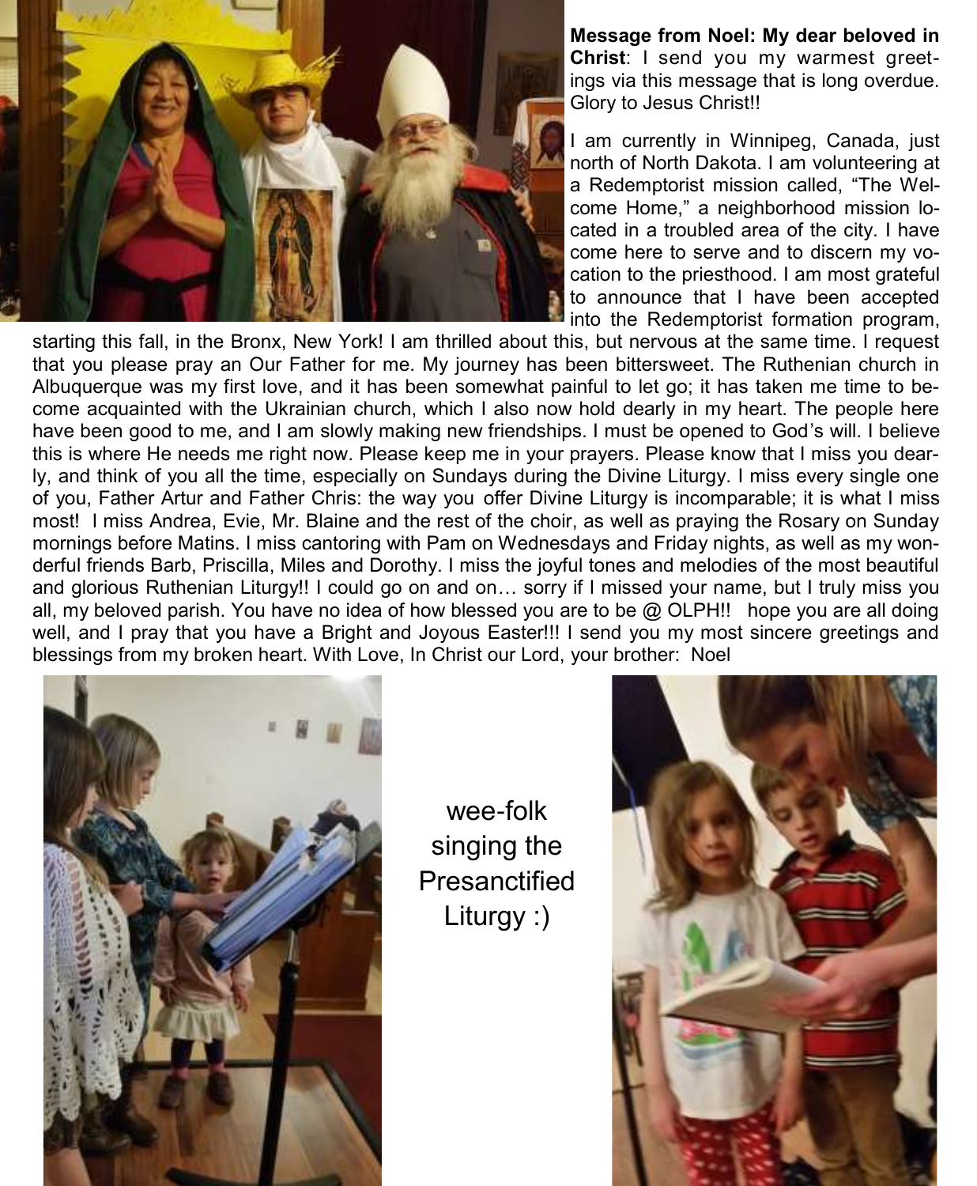**Message from Noel: My dear beloved in Christ**: I send you my warmest greetings via this message that is long overdue. Glory to Jesus Christ!!

I am currently in Winnipeg, Canada, just north of North Dakota. I am volunteering at a Redemptorist mission called, "The Welcome Home," a neighborhood mission located in a troubled area of the city. I have come here to serve and to discern my vocation to the priesthood. I am most grateful to announce that I have been accepted into the Redemptorist formation program, starting this fall, in the Bronx, New York! I am thrilled about this, but nervous at the same time. I request that you please pray an Our Father for me. My journey has been bittersweet. The Ruthenian church in Albuquerque was my first love, and it has been somewhat painful to let go; it has taken me time to become acquainted with the Ukrainian church, which I also now hold dearly in my heart. The people here have been good to me, and I am slowly making new friendships. I must be opened to God's will. I believe this is where He needs me right now. Please keep me in your prayers. Please know that I miss you dearly, and think of you all the time, especially on Sundays during the Divine Liturgy. I miss every single one of you, Father Artur and Father Chris: the way you offer Divine Liturgy is incomparable; it is what I miss most! I miss Andrea, Evie, Mr. Blaine and the rest of the choir, as well as praying the Rosary on Sunday mornings before Matins. I miss cantoring with Pam on Wednesdays and Friday nights, as well as my wonderful friends Barb, Priscilla, Miles and Dorothy. I miss the joyful tones and melodies of the most beautiful and glorious Ruthenian Liturgy!! I could go on and on… sorry if I missed your name, but I truly miss you all, my beloved parish. You have no idea of how blessed you are to be @ OLPH!! hope you are all doing well, and I pray that you have a Bright and Joyous Easter!!! I send you my most sincere greetings and blessings from my broken heart. With Love, In Christ our Lord, your brother: Noel

wee-folk singing the Presanctified Liturgy :)